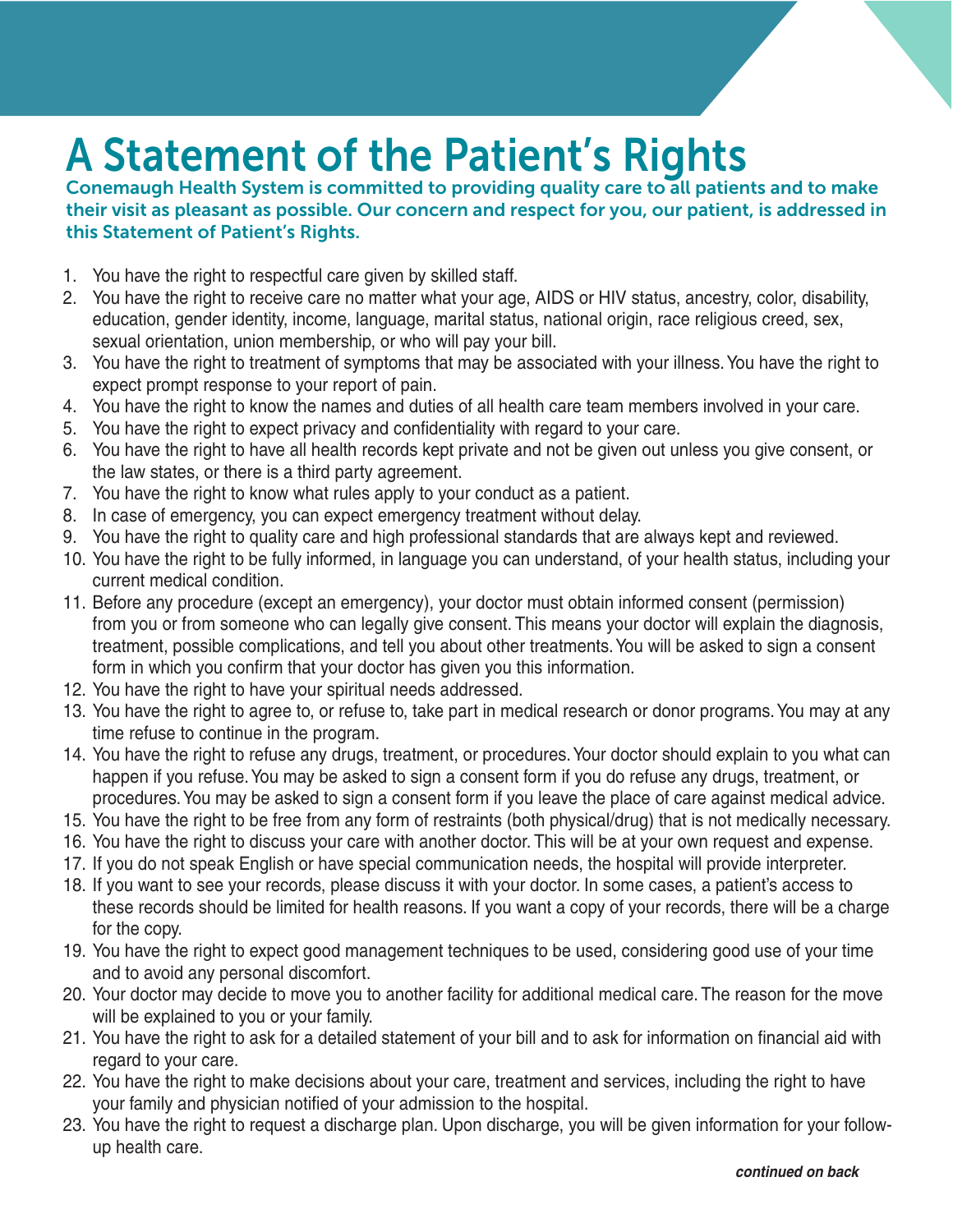# A Statement of the Patient's Rights

Conemaugh Health System is committed to providing quality care to all patients and to make their visit as pleasant as possible. Our concern and respect for you, our patient, is addressed in this Statement of Patient's Rights.

1. You have the right to respectful care given by skilled staff.
2. You have the right to receive care no matter what your age, AIDS or HIV status, ancestry, color, disability, education, gender identity, income, language, marital status, national origin, race religious creed, sex, sexual orientation, union membership, or who will pay your bill.
3. You have the right to treatment of symptoms that may be associated with your illness. You have the right to expect prompt response to your report of pain.
4. You have the right to know the names and duties of all health care team members involved in your care.
5. You have the right to expect privacy and confidentiality with regard to your care.
6. You have the right to have all health records kept private and not be given out unless you give consent, or the law states, or there is a third party agreement.
7. You have the right to know what rules apply to your conduct as a patient.
8. In case of emergency, you can expect emergency treatment without delay.
9. You have the right to quality care and high professional standards that are always kept and reviewed.
10. You have the right to be fully informed, in language you can understand, of your health status, including your current medical condition.
11. Before any procedure (except an emergency), your doctor must obtain informed consent (permission) from you or from someone who can legally give consent. This means your doctor will explain the diagnosis, treatment, possible complications, and tell you about other treatments. You will be asked to sign a consent form in which you confirm that your doctor has given you this information.
12. You have the right to have your spiritual needs addressed.
13. You have the right to agree to, or refuse to, take part in medical research or donor programs. You may at any time refuse to continue in the program.
14. You have the right to refuse any drugs, treatment, or procedures. Your doctor should explain to you what can happen if you refuse. You may be asked to sign a consent form if you do refuse any drugs, treatment, or procedures. You may be asked to sign a consent form if you leave the place of care against medical advice.
15. You have the right to be free from any form of restraints (both physical/drug) that is not medically necessary.
16. You have the right to discuss your care with another doctor. This will be at your own request and expense.
17. If you do not speak English or have special communication needs, the hospital will provide interpreter.
18. If you want to see your records, please discuss it with your doctor. In some cases, a patient's access to these records should be limited for health reasons. If you want a copy of your records, there will be a charge for the copy.
19. You have the right to expect good management techniques to be used, considering good use of your time and to avoid any personal discomfort.
20. Your doctor may decide to move you to another facility for additional medical care. The reason for the move will be explained to you or your family.
21. You have the right to ask for a detailed statement of your bill and to ask for information on financial aid with regard to your care.
22. You have the right to make decisions about your care, treatment and services, including the right to have your family and physician notified of your admission to the hospital.
23. You have the right to request a discharge plan. Upon discharge, you will be given information for your follow-up health care.

***continued on back***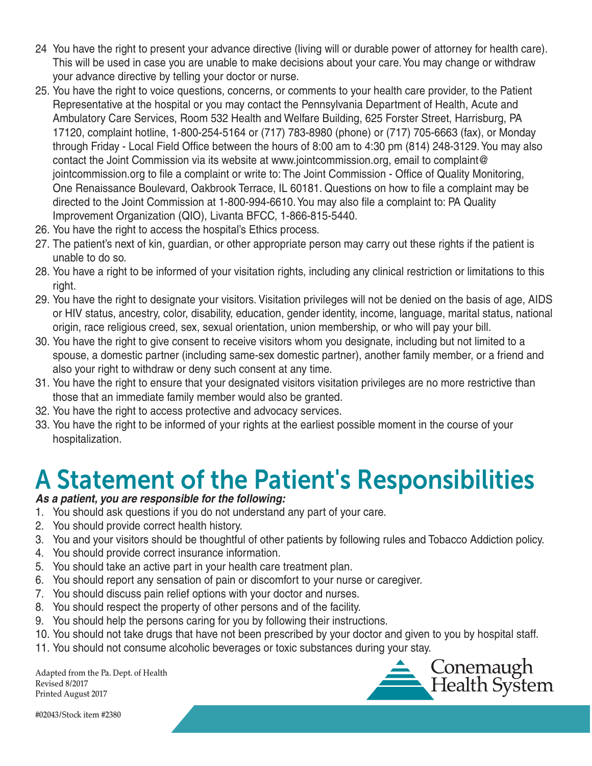24 You have the right to present your advance directive (living will or durable power of attorney for health care). This will be used in case you are unable to make decisions about your care. You may change or withdraw your advance directive by telling your doctor or nurse.

25. You have the right to voice questions, concerns, or comments to your health care provider, to the Patient Representative at the hospital or you may contact the Pennsylvania Department of Health, Acute and Ambulatory Care Services, Room 532 Health and Welfare Building, 625 Forster Street, Harrisburg, PA 17120, complaint hotline, 1-800-254-5164 or (717) 783-8980 (phone) or (717) 705-6663 (fax), or Monday through Friday - Local Field Office between the hours of 8:00 am to 4:30 pm (814) 248-3129. You may also contact the Joint Commission via its website at www.jointcommission.org, email to complaint@jointcommission.org to file a complaint or write to: The Joint Commission - Office of Quality Monitoring, One Renaissance Boulevard, Oakbrook Terrace, IL 60181. Questions on how to file a complaint may be directed to the Joint Commission at 1-800-994-6610. You may also file a complaint to: PA Quality Improvement Organization (QIO), Livanta BFCC, 1-866-815-5440.
26. You have the right to access the hospital's Ethics process.
27. The patient's next of kin, guardian, or other appropriate person may carry out these rights if the patient is unable to do so.
28. You have a right to be informed of your visitation rights, including any clinical restriction or limitations to this right.
29. You have the right to designate your visitors. Visitation privileges will not be denied on the basis of age, AIDS or HIV status, ancestry, color, disability, education, gender identity, income, language, marital status, national origin, race religious creed, sex, sexual orientation, union membership, or who will pay your bill.
30. You have the right to give consent to receive visitors whom you designate, including but not limited to a spouse, a domestic partner (including same-sex domestic partner), another family member, or a friend and also your right to withdraw or deny such consent at any time.
31. You have the right to ensure that your designated visitors visitation privileges are no more restrictive than those that an immediate family member would also be granted.
32. You have the right to access protective and advocacy services.
33. You have the right to be informed of your rights at the earliest possible moment in the course of your hospitalization.

# A Statement of the Patient's Responsibilities

***As a patient, you are responsible for the following:***

1. You should ask questions if you do not understand any part of your care.
2. You should provide correct health history.
3. You and your visitors should be thoughtful of other patients by following rules and Tobacco Addiction policy.
4. You should provide correct insurance information.
5. You should take an active part in your health care treatment plan.
6. You should report any sensation of pain or discomfort to your nurse or caregiver.
7. You should discuss pain relief options with your doctor and nurses.
8. You should respect the property of other persons and of the facility.
9. You should help the persons caring for you by following their instructions.
10. You should not take drugs that have not been prescribed by your doctor and given to you by hospital staff.
11. You should not consume alcoholic beverages or toxic substances during your stay.

Adapted from the Pa. Dept. of Health
Revised 8/2017
Printed August 2017

Conemaugh Health System

#02043/Stock item #2380